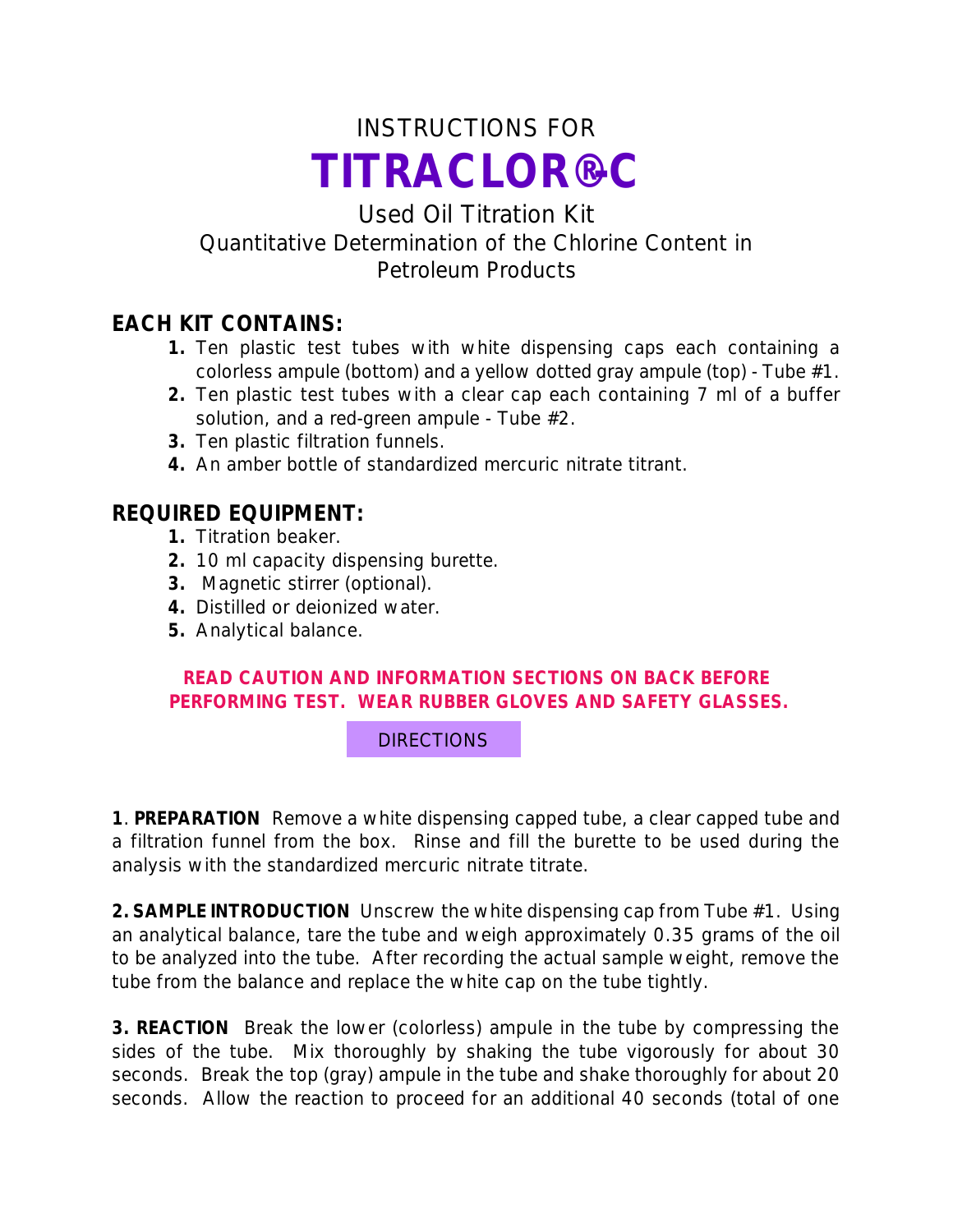INSTRUCTIONS FOR

# TITRACLOR®-C

Used Oil Titration Kit
Quantitative Determination of the Chlorine Content in Petroleum Products

## EACH KIT CONTAINS:

1. Ten plastic test tubes with white dispensing caps each containing a colorless ampule (bottom) and a yellow dotted gray ampule (top) - Tube #1.
2. Ten plastic test tubes with a clear cap each containing 7 ml of a buffer solution, and a red-green ampule - Tube #2.
3. Ten plastic filtration funnels.
4. An amber bottle of standardized mercuric nitrate titrant.

## REQUIRED EQUIPMENT:

1. Titration beaker.
2. 10 ml capacity dispensing burette.
3. Magnetic stirrer (optional).
4. Distilled or deionized water.
5. Analytical balance.

**READ CAUTION AND INFORMATION SECTIONS ON BACK BEFORE PERFORMING TEST. WEAR RUBBER GLOVES AND SAFETY GLASSES.**

## DIRECTIONS

**1. PREPARATION** Remove a white dispensing capped tube, a clear capped tube and a filtration funnel from the box. Rinse and fill the burette to be used during the analysis with the standardized mercuric nitrate titrate.

**2. SAMPLE INTRODUCTION** Unscrew the white dispensing cap from Tube #1. Using an analytical balance, tare the tube and weigh approximately 0.35 grams of the oil to be analyzed into the tube. After recording the actual sample weight, remove the tube from the balance and replace the white cap on the tube tightly.

**3. REACTION** Break the lower (colorless) ampule in the tube by compressing the sides of the tube. Mix thoroughly by shaking the tube vigorously for about 30 seconds. Break the top (gray) ampule in the tube and shake thoroughly for about 20 seconds. Allow the reaction to proceed for an additional 40 seconds (total of one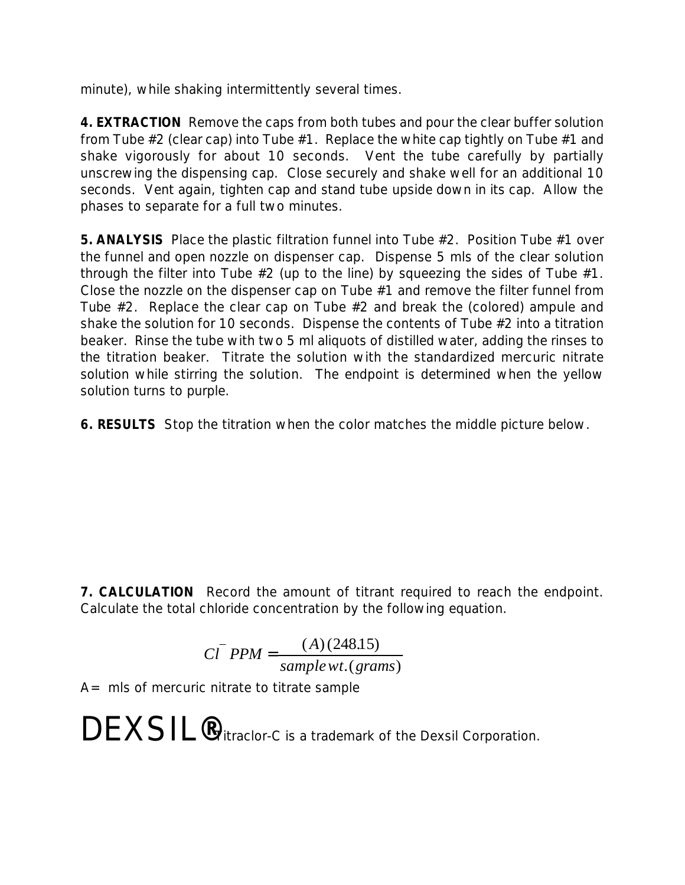minute), while shaking intermittently several times.

**4. EXTRACTION** Remove the caps from both tubes and pour the clear buffer solution from Tube #2 (clear cap) into Tube #1. Replace the white cap tightly on Tube #1 and shake vigorously for about 10 seconds. Vent the tube carefully by partially unscrewing the dispensing cap. Close securely and shake well for an additional 10 seconds. Vent again, tighten cap and stand tube upside down in its cap. Allow the phases to separate for a full two minutes.

**5. ANALYSIS** Place the plastic filtration funnel into Tube #2. Position Tube #1 over the funnel and open nozzle on dispenser cap. Dispense 5 mls of the clear solution through the filter into Tube #2 (up to the line) by squeezing the sides of Tube #1. Close the nozzle on the dispenser cap on Tube #1 and remove the filter funnel from Tube #2. Replace the clear cap on Tube #2 and break the (colored) ampule and shake the solution for 10 seconds. Dispense the contents of Tube #2 into a titration beaker. Rinse the tube with two 5 ml aliquots of distilled water, adding the rinses to the titration beaker. Titrate the solution with the standardized mercuric nitrate solution while stirring the solution. The endpoint is determined when the yellow solution turns to purple.

**6. RESULTS** Stop the titration when the color matches the middle picture below.

**7. CALCULATION** Record the amount of titrant required to reach the endpoint. Calculate the total chloride concentration by the following equation.

$$Cl^{-}\ PPM = \frac{(A)(248.15)}{sample\ wt.(grams)}$$

A= mls of mercuric nitrate to titrate sample

DEXSIL® Titraclor-C is a trademark of the Dexsil Corporation.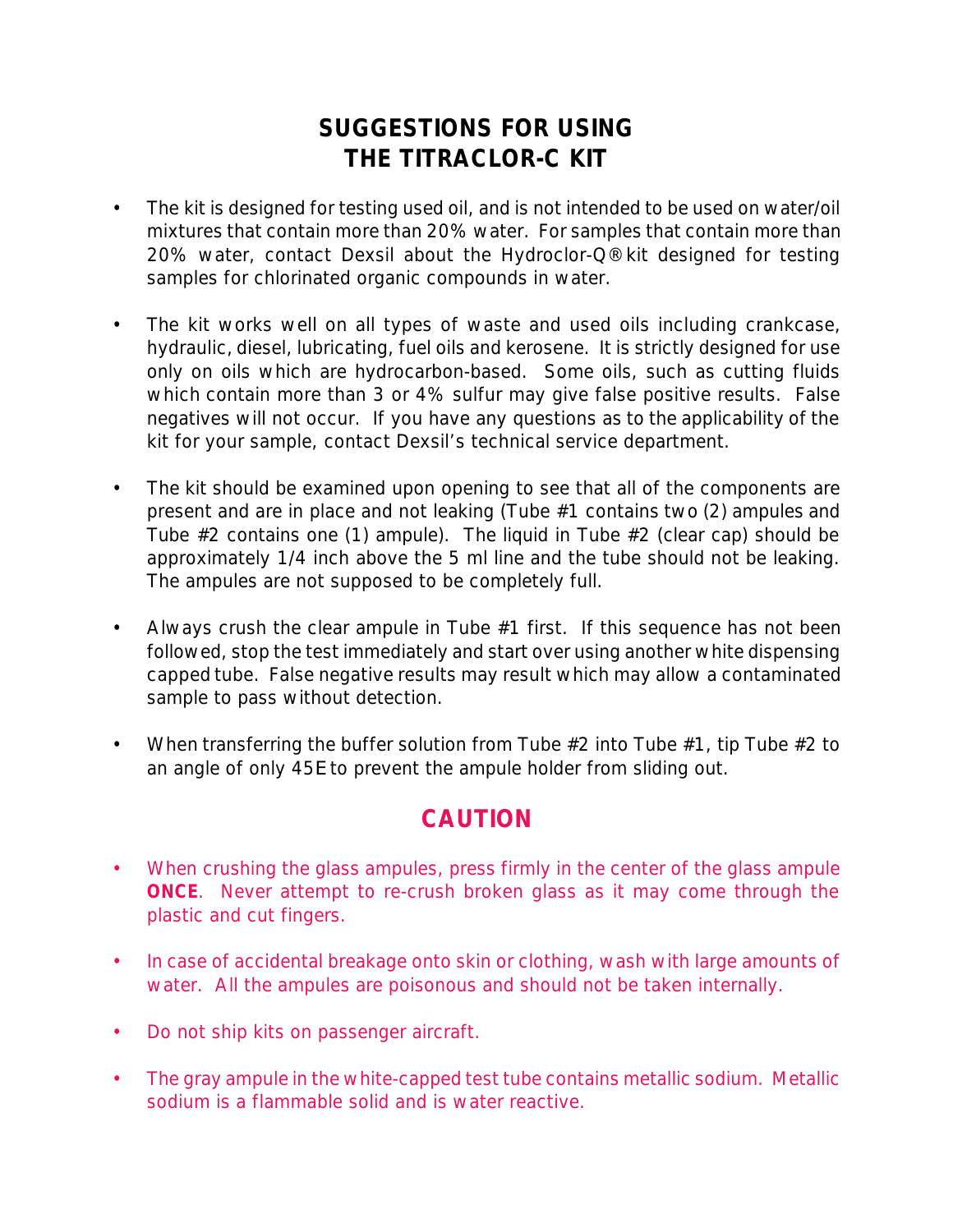# SUGGESTIONS FOR USING THE TITRACLOR-C KIT

- The kit is designed for testing used oil, and is not intended to be used on water/oil mixtures that contain more than 20% water. For samples that contain more than 20% water, contact Dexsil about the Hydroclor-Q® kit designed for testing samples for chlorinated organic compounds in water.
- The kit works well on all types of waste and used oils including crankcase, hydraulic, diesel, lubricating, fuel oils and kerosene. It is strictly designed for use only on oils which are hydrocarbon-based. Some oils, such as cutting fluids which contain more than 3 or 4% sulfur may give false positive results. False negatives will not occur. If you have any questions as to the applicability of the kit for your sample, contact Dexsil's technical service department.
- The kit should be examined upon opening to see that all of the components are present and are in place and not leaking (Tube #1 contains two (2) ampules and Tube #2 contains one (1) ampule). The liquid in Tube #2 (clear cap) should be approximately 1/4 inch above the 5 ml line and the tube should not be leaking. The ampules are not supposed to be completely full.
- Always crush the clear ampule in Tube #1 first. If this sequence has not been followed, stop the test immediately and start over using another white dispensing capped tube. False negative results may result which may allow a contaminated sample to pass without detection.
- When transferring the buffer solution from Tube #2 into Tube #1, tip Tube #2 to an angle of only 45E to prevent the ampule holder from sliding out.

## CAUTION

- When crushing the glass ampules, press firmly in the center of the glass ampule **ONCE**. Never attempt to re-crush broken glass as it may come through the plastic and cut fingers.
- In case of accidental breakage onto skin or clothing, wash with large amounts of water. All the ampules are poisonous and should not be taken internally.
- Do not ship kits on passenger aircraft.
- The gray ampule in the white-capped test tube contains metallic sodium. Metallic sodium is a flammable solid and is water reactive.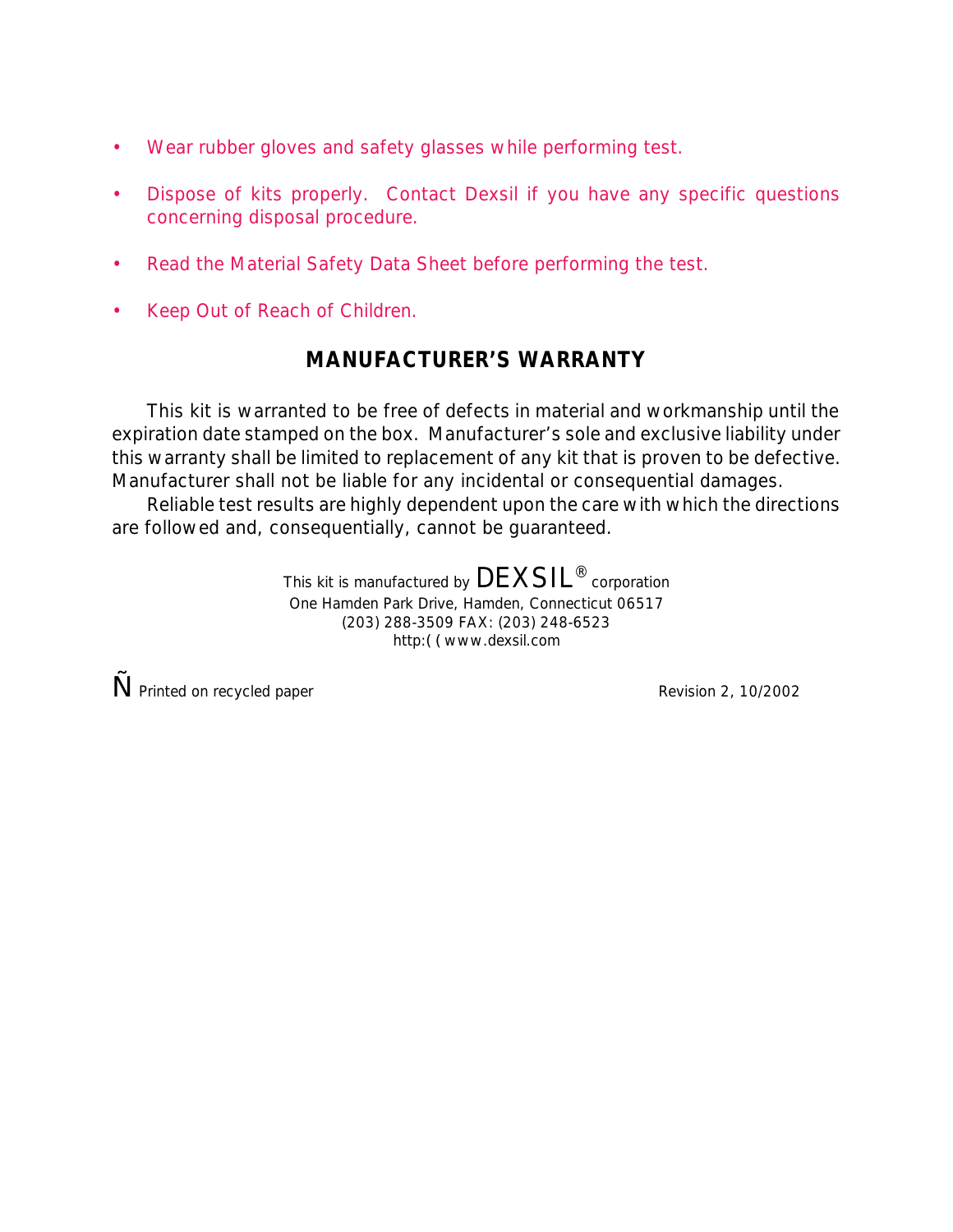- Wear rubber gloves and safety glasses while performing test.
- Dispose of kits properly. Contact Dexsil if you have any specific questions concerning disposal procedure.
- Read the Material Safety Data Sheet before performing the test.
- Keep Out of Reach of Children.

## MANUFACTURER'S WARRANTY

This kit is warranted to be free of defects in material and workmanship until the expiration date stamped on the box. Manufacturer's sole and exclusive liability under this warranty shall be limited to replacement of any kit that is proven to be defective. Manufacturer shall not be liable for any incidental or consequential damages.

Reliable test results are highly dependent upon the care with which the directions are followed and, consequentially, cannot be guaranteed.

This kit is manufactured by DEXSIL® corporation
One Hamden Park Drive, Hamden, Connecticut 06517
(203) 288-3509 FAX: (203) 248-6523
http:( ( www.dexsil.com

Ñ Printed on recycled paper

Revision 2, 10/2002